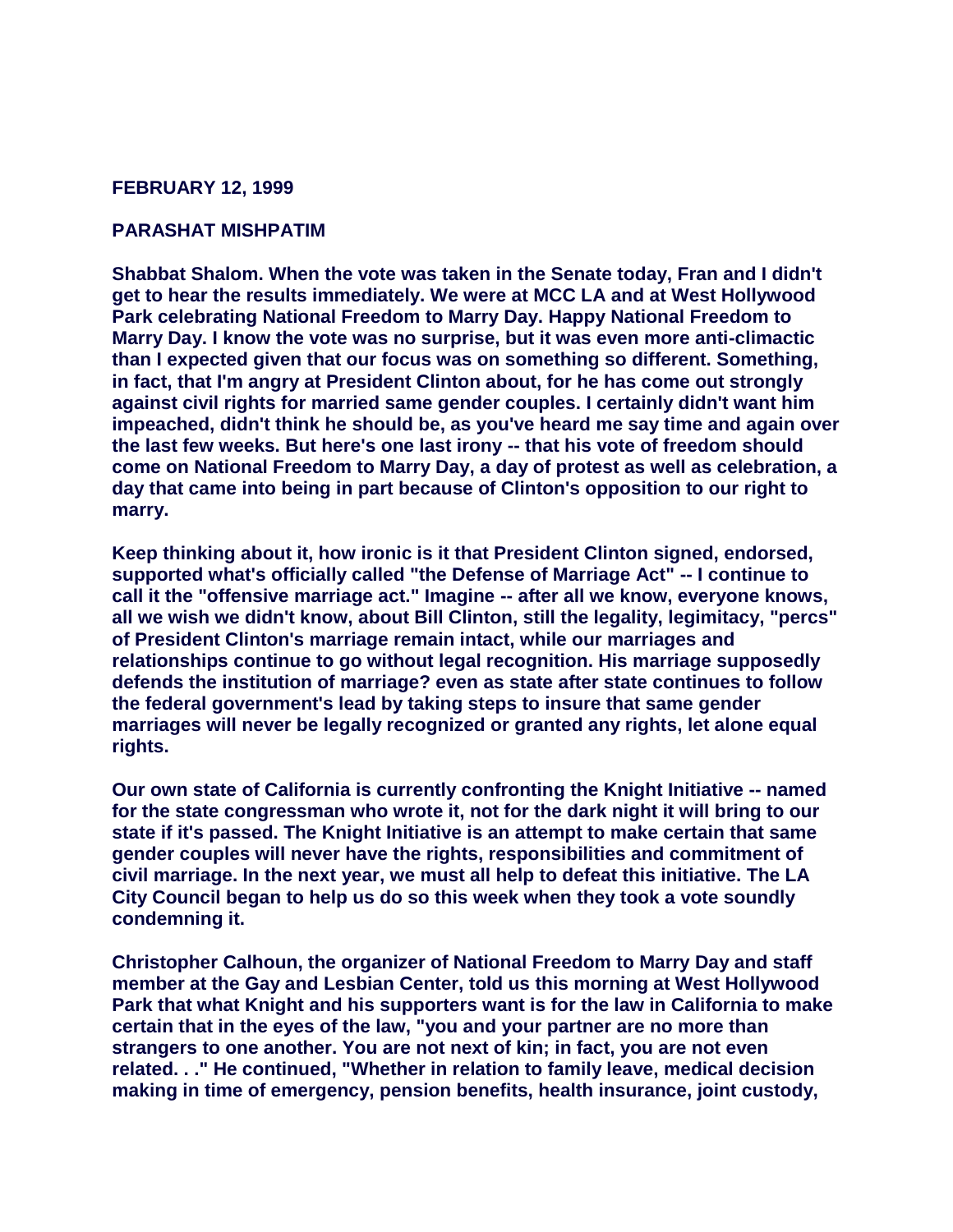**FEBRUARY 12, 1999**

**PARASHAT MISHPATIM**

**Shabbat Shalom. When the vote was taken in the Senate today, Fran and I didn't get to hear the results immediately. We were at MCC LA and at West Hollywood Park celebrating National Freedom to Marry Day. Happy National Freedom to Marry Day. I know the vote was no surprise, but it was even more anti-climactic than I expected given that our focus was on something so different. Something, in fact, that I'm angry at President Clinton about, for he has come out strongly against civil rights for married same gender couples. I certainly didn't want him impeached, didn't think he should be, as you've heard me say time and again over the last few weeks. But here's one last irony -- that his vote of freedom should come on National Freedom to Marry Day, a day of protest as well as celebration, a day that came into being in part because of Clinton's opposition to our right to marry.**

**Keep thinking about it, how ironic is it that President Clinton signed, endorsed, supported what's officially called "the Defense of Marriage Act" -- I continue to call it the "offensive marriage act." Imagine -- after all we know, everyone knows, all we wish we didn't know, about Bill Clinton, still the legality, legimitacy, "percs" of President Clinton's marriage remain intact, while our marriages and relationships continue to go without legal recognition. His marriage supposedly defends the institution of marriage? even as state after state continues to follow the federal government's lead by taking steps to insure that same gender marriages will never be legally recognized or granted any rights, let alone equal rights.**

**Our own state of California is currently confronting the Knight Initiative -- named for the state congressman who wrote it, not for the dark night it will bring to our state if it's passed. The Knight Initiative is an attempt to make certain that same gender couples will never have the rights, responsibilities and commitment of civil marriage. In the next year, we must all help to defeat this initiative. The LA City Council began to help us do so this week when they took a vote soundly condemning it.**

**Christopher Calhoun, the organizer of National Freedom to Marry Day and staff member at the Gay and Lesbian Center, told us this morning at West Hollywood Park that what Knight and his supporters want is for the law in California to make certain that in the eyes of the law, "you and your partner are no more than strangers to one another. You are not next of kin; in fact, you are not even related. . ." He continued, "Whether in relation to family leave, medical decision making in time of emergency, pension benefits, health insurance, joint custody,**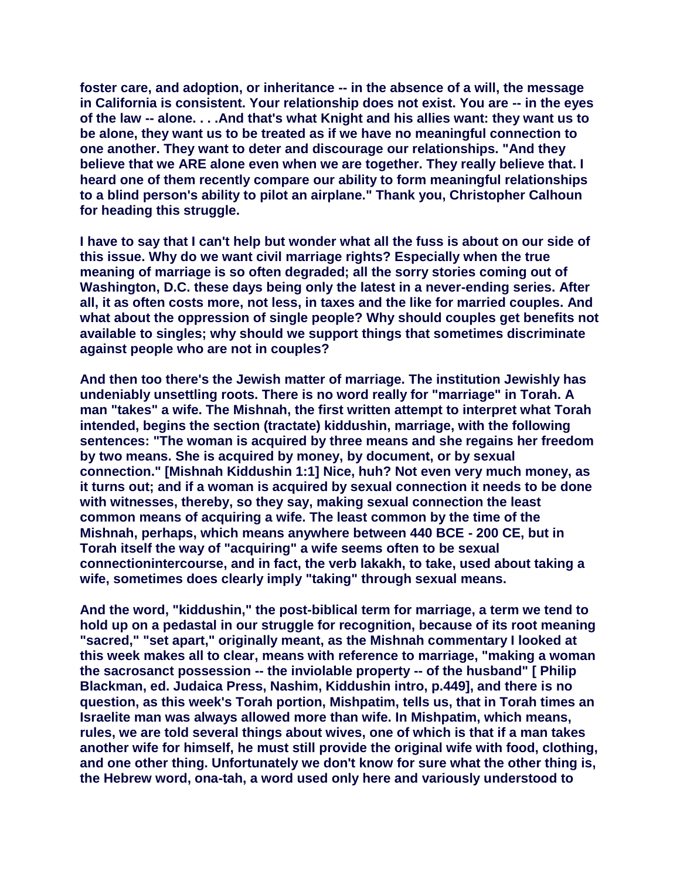**foster care, and adoption, or inheritance -- in the absence of a will, the message in California is consistent. Your relationship does not exist. You are -- in the eyes of the law -- alone. . . .And that's what Knight and his allies want: they want us to be alone, they want us to be treated as if we have no meaningful connection to one another. They want to deter and discourage our relationships. "And they believe that we ARE alone even when we are together. They really believe that. I heard one of them recently compare our ability to form meaningful relationships to a blind person's ability to pilot an airplane." Thank you, Christopher Calhoun for heading this struggle.**

**I have to say that I can't help but wonder what all the fuss is about on our side of this issue. Why do we want civil marriage rights? Especially when the true meaning of marriage is so often degraded; all the sorry stories coming out of Washington, D.C. these days being only the latest in a never-ending series. After all, it as often costs more, not less, in taxes and the like for married couples. And what about the oppression of single people? Why should couples get benefits not available to singles; why should we support things that sometimes discriminate against people who are not in couples?**

**And then too there's the Jewish matter of marriage. The institution Jewishly has undeniably unsettling roots. There is no word really for "marriage" in Torah. A man "takes" a wife. The Mishnah, the first written attempt to interpret what Torah intended, begins the section (tractate) kiddushin, marriage, with the following sentences: "The woman is acquired by three means and she regains her freedom by two means. She is acquired by money, by document, or by sexual connection." [Mishnah Kiddushin 1:1] Nice, huh? Not even very much money, as it turns out; and if a woman is acquired by sexual connection it needs to be done with witnesses, thereby, so they say, making sexual connection the least common means of acquiring a wife. The least common by the time of the Mishnah, perhaps, which means anywhere between 440 BCE - 200 CE, but in Torah itself the way of "acquiring" a wife seems often to be sexual connectionintercourse, and in fact, the verb lakakh, to take, used about taking a wife, sometimes does clearly imply "taking" through sexual means.**

**And the word, "kiddushin," the post-biblical term for marriage, a term we tend to hold up on a pedastal in our struggle for recognition, because of its root meaning "sacred," "set apart," originally meant, as the Mishnah commentary I looked at this week makes all to clear, means with reference to marriage, "making a woman the sacrosanct possession -- the inviolable property -- of the husband" [ Philip Blackman, ed. Judaica Press, Nashim, Kiddushin intro, p.449], and there is no question, as this week's Torah portion, Mishpatim, tells us, that in Torah times an Israelite man was always allowed more than wife. In Mishpatim, which means, rules, we are told several things about wives, one of which is that if a man takes another wife for himself, he must still provide the original wife with food, clothing, and one other thing. Unfortunately we don't know for sure what the other thing is, the Hebrew word, ona-tah, a word used only here and variously understood to**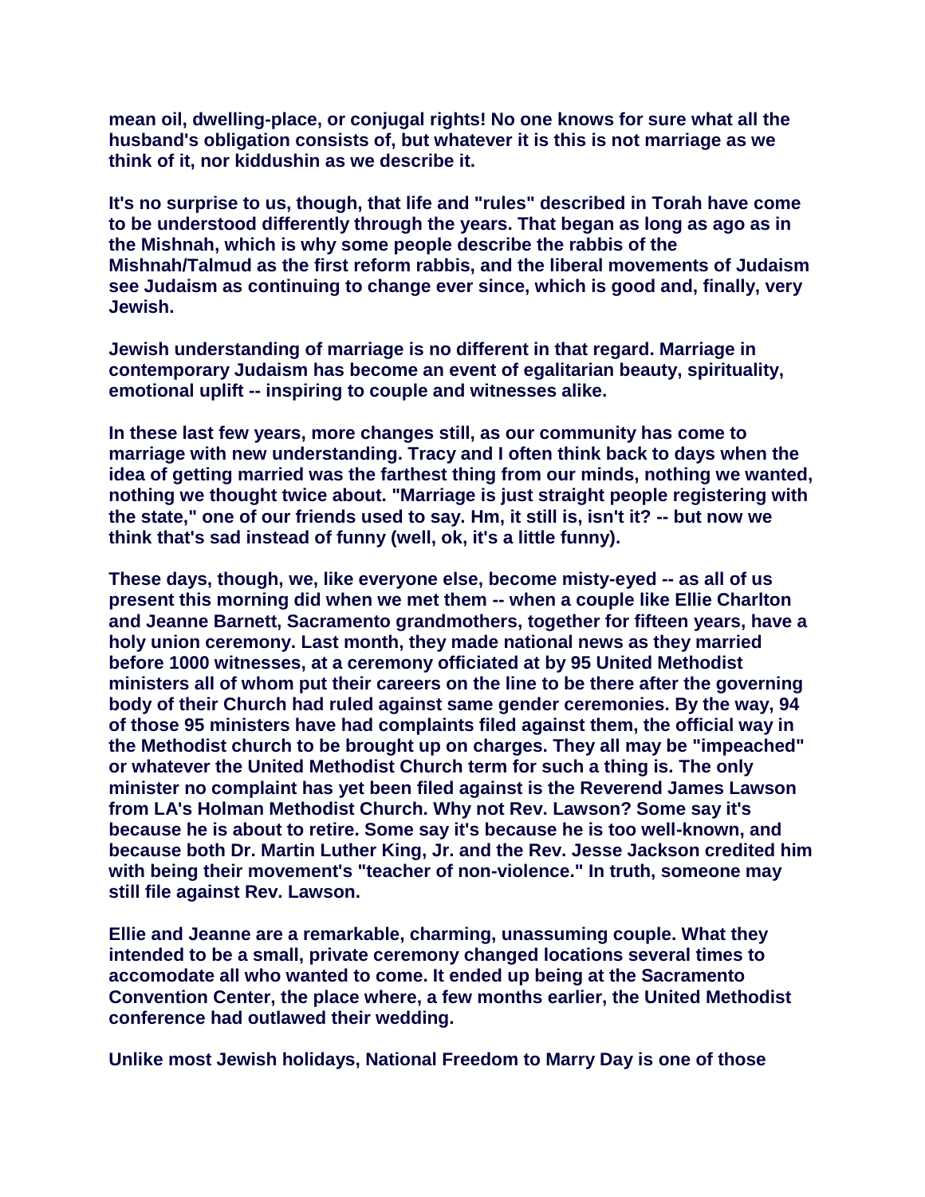**mean oil, dwelling-place, or conjugal rights! No one knows for sure what all the husband's obligation consists of, but whatever it is this is not marriage as we think of it, nor kiddushin as we describe it.**

**It's no surprise to us, though, that life and "rules" described in Torah have come to be understood differently through the years. That began as long as ago as in the Mishnah, which is why some people describe the rabbis of the Mishnah/Talmud as the first reform rabbis, and the liberal movements of Judaism see Judaism as continuing to change ever since, which is good and, finally, very Jewish.**

**Jewish understanding of marriage is no different in that regard. Marriage in contemporary Judaism has become an event of egalitarian beauty, spirituality, emotional uplift -- inspiring to couple and witnesses alike.**

**In these last few years, more changes still, as our community has come to marriage with new understanding. Tracy and I often think back to days when the idea of getting married was the farthest thing from our minds, nothing we wanted, nothing we thought twice about. "Marriage is just straight people registering with the state," one of our friends used to say. Hm, it still is, isn't it? -- but now we think that's sad instead of funny (well, ok, it's a little funny).**

**These days, though, we, like everyone else, become misty-eyed -- as all of us present this morning did when we met them -- when a couple like Ellie Charlton and Jeanne Barnett, Sacramento grandmothers, together for fifteen years, have a holy union ceremony. Last month, they made national news as they married before 1000 witnesses, at a ceremony officiated at by 95 United Methodist ministers all of whom put their careers on the line to be there after the governing body of their Church had ruled against same gender ceremonies. By the way, 94 of those 95 ministers have had complaints filed against them, the official way in the Methodist church to be brought up on charges. They all may be "impeached" or whatever the United Methodist Church term for such a thing is. The only minister no complaint has yet been filed against is the Reverend James Lawson from LA's Holman Methodist Church. Why not Rev. Lawson? Some say it's because he is about to retire. Some say it's because he is too well-known, and because both Dr. Martin Luther King, Jr. and the Rev. Jesse Jackson credited him with being their movement's "teacher of non-violence." In truth, someone may still file against Rev. Lawson.**

**Ellie and Jeanne are a remarkable, charming, unassuming couple. What they intended to be a small, private ceremony changed locations several times to accomodate all who wanted to come. It ended up being at the Sacramento Convention Center, the place where, a few months earlier, the United Methodist conference had outlawed their wedding.**

**Unlike most Jewish holidays, National Freedom to Marry Day is one of those**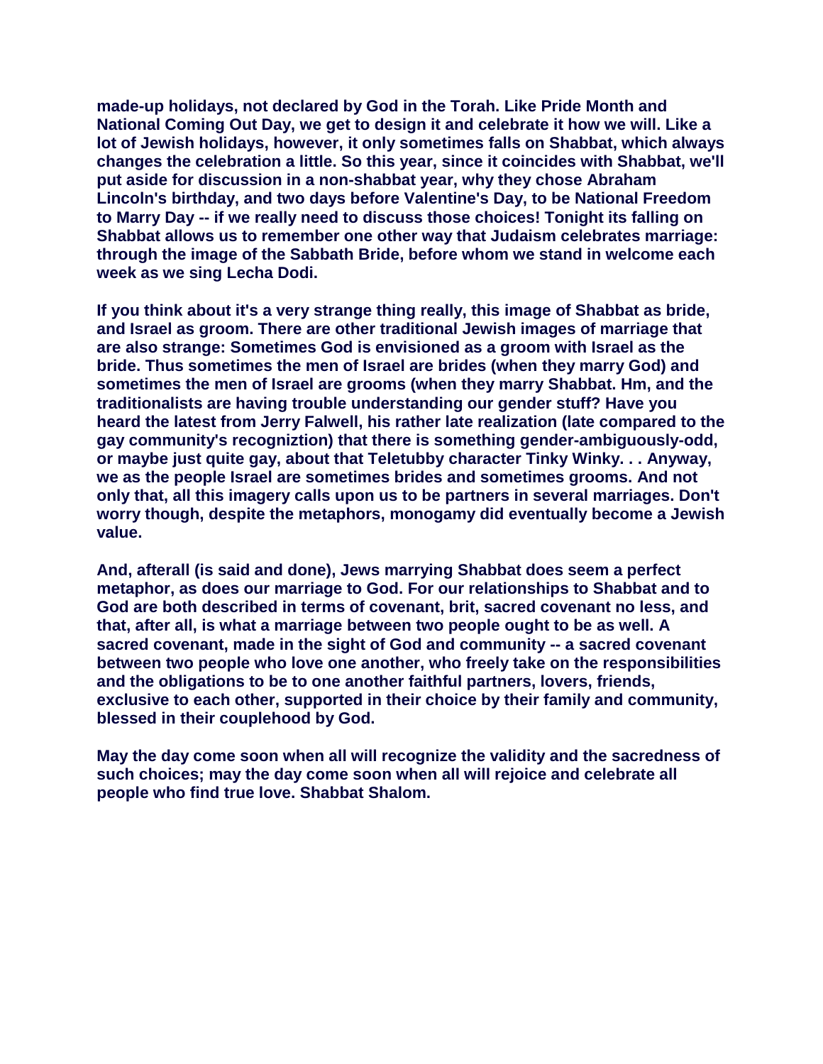made-up holidays, not declared by God in the Torah. Like Pride Month and National Coming Out Day, we get to design it and celebrate it how we will. Like a lot of Jewish holidays, however, it only sometimes falls on Shabbat, which always changes the celebration a little. So this year, since it coincides with Shabbat, we'll put aside for discussion in a non-shabbat year, why they chose Abraham Lincoln's birthday, and two days before Valentine's Day, to be National Freedom to Marry Day -- if we really need to discuss those choices! Tonight its falling on Shabbat allows us to remember one other way that Judaism celebrates marriage: through the image of the Sabbath Bride, before whom we stand in welcome each week as we sing Lecha Dodi.

If you think about it's a very strange thing really, this image of Shabbat as bride, and Israel as groom. There are other traditional Jewish images of marriage that are also strange: Sometimes God is envisioned as a groom with Israel as the bride. Thus sometimes the men of Israel are brides (when they marry God) and sometimes the men of Israel are grooms (when they marry Shabbat. Hm, and the traditionalists are having trouble understanding our gender stuff? Have you heard the latest from Jerry Falwell, his rather late realization (late compared to the gay community's recogniztion) that there is something gender-ambiguously-odd, or maybe just quite gay, about that Teletubby character Tinky Winky. . . Anyway, we as the people Israel are sometimes brides and sometimes grooms. And not only that, all this imagery calls upon us to be partners in several marriages. Don't worry though, despite the metaphors, monogamy did eventually become a Jewish value.

And, afterall (is said and done), Jews marrying Shabbat does seem a perfect metaphor, as does our marriage to God. For our relationships to Shabbat and to God are both described in terms of covenant, brit, sacred covenant no less, and that, after all, is what a marriage between two people ought to be as well. A sacred covenant, made in the sight of God and community -- a sacred covenant between two people who love one another, who freely take on the responsibilities and the obligations to be to one another faithful partners, lovers, friends, exclusive to each other, supported in their choice by their family and community, blessed in their couplehood by God.

May the day come soon when all will recognize the validity and the sacredness of such choices; may the day come soon when all will rejoice and celebrate all people who find true love. Shabbat Shalom.